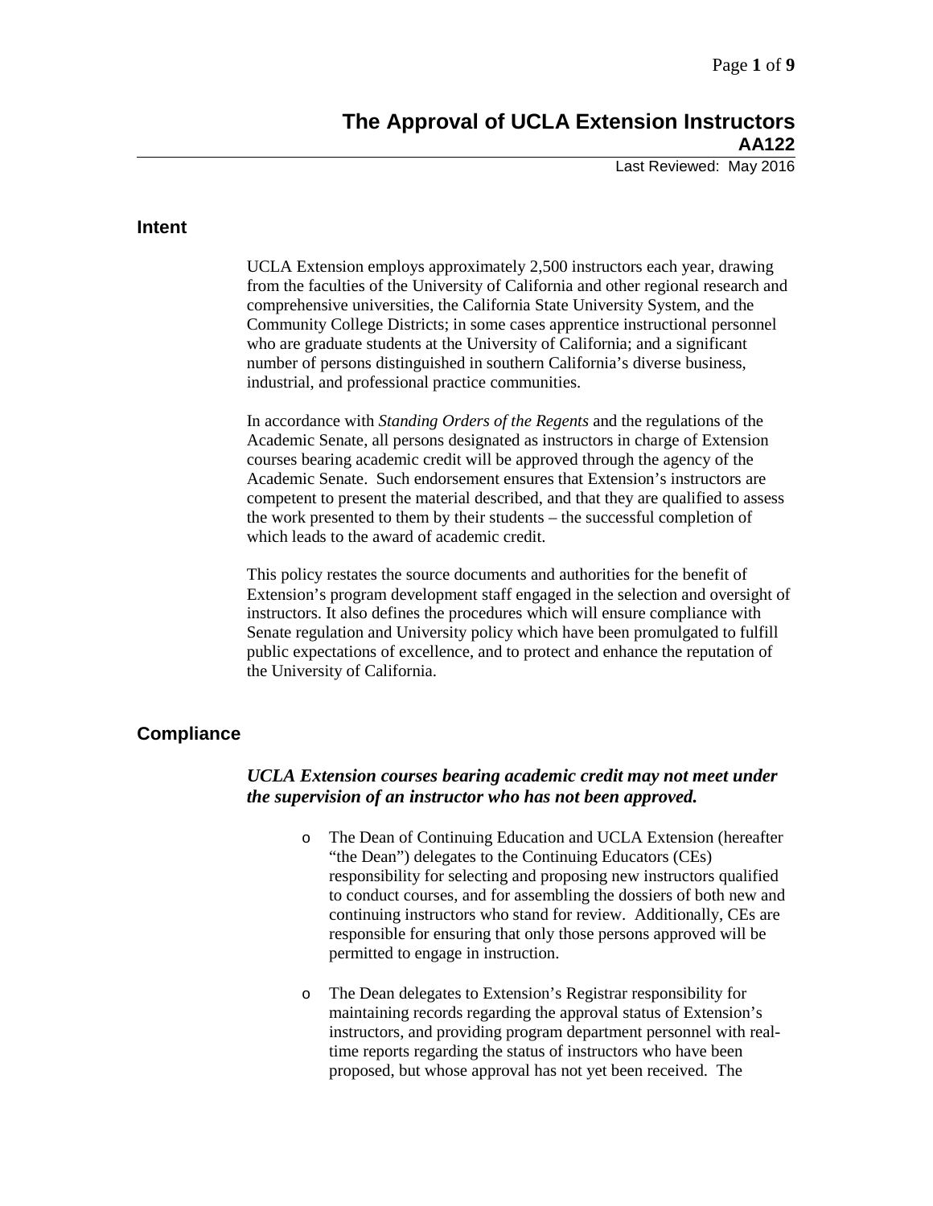# The Approval of UCLA Extension Instructors
## AA122

Last Reviewed: May 2016

## Intent

UCLA Extension employs approximately 2,500 instructors each year, drawing from the faculties of the University of California and other regional research and comprehensive universities, the California State University System, and the Community College Districts; in some cases apprentice instructional personnel who are graduate students at the University of California; and a significant number of persons distinguished in southern California's diverse business, industrial, and professional practice communities.

In accordance with *Standing Orders of the Regents* and the regulations of the Academic Senate, all persons designated as instructors in charge of Extension courses bearing academic credit will be approved through the agency of the Academic Senate. Such endorsement ensures that Extension's instructors are competent to present the material described, and that they are qualified to assess the work presented to them by their students – the successful completion of which leads to the award of academic credit.

This policy restates the source documents and authorities for the benefit of Extension's program development staff engaged in the selection and oversight of instructors. It also defines the procedures which will ensure compliance with Senate regulation and University policy which have been promulgated to fulfill public expectations of excellence, and to protect and enhance the reputation of the University of California.

## Compliance

***UCLA Extension courses bearing academic credit may not meet under the supervision of an instructor who has not been approved.***

- The Dean of Continuing Education and UCLA Extension (hereafter "the Dean") delegates to the Continuing Educators (CEs) responsibility for selecting and proposing new instructors qualified to conduct courses, and for assembling the dossiers of both new and continuing instructors who stand for review. Additionally, CEs are responsible for ensuring that only those persons approved will be permitted to engage in instruction.

- The Dean delegates to Extension's Registrar responsibility for maintaining records regarding the approval status of Extension's instructors, and providing program department personnel with real-time reports regarding the status of instructors who have been proposed, but whose approval has not yet been received. The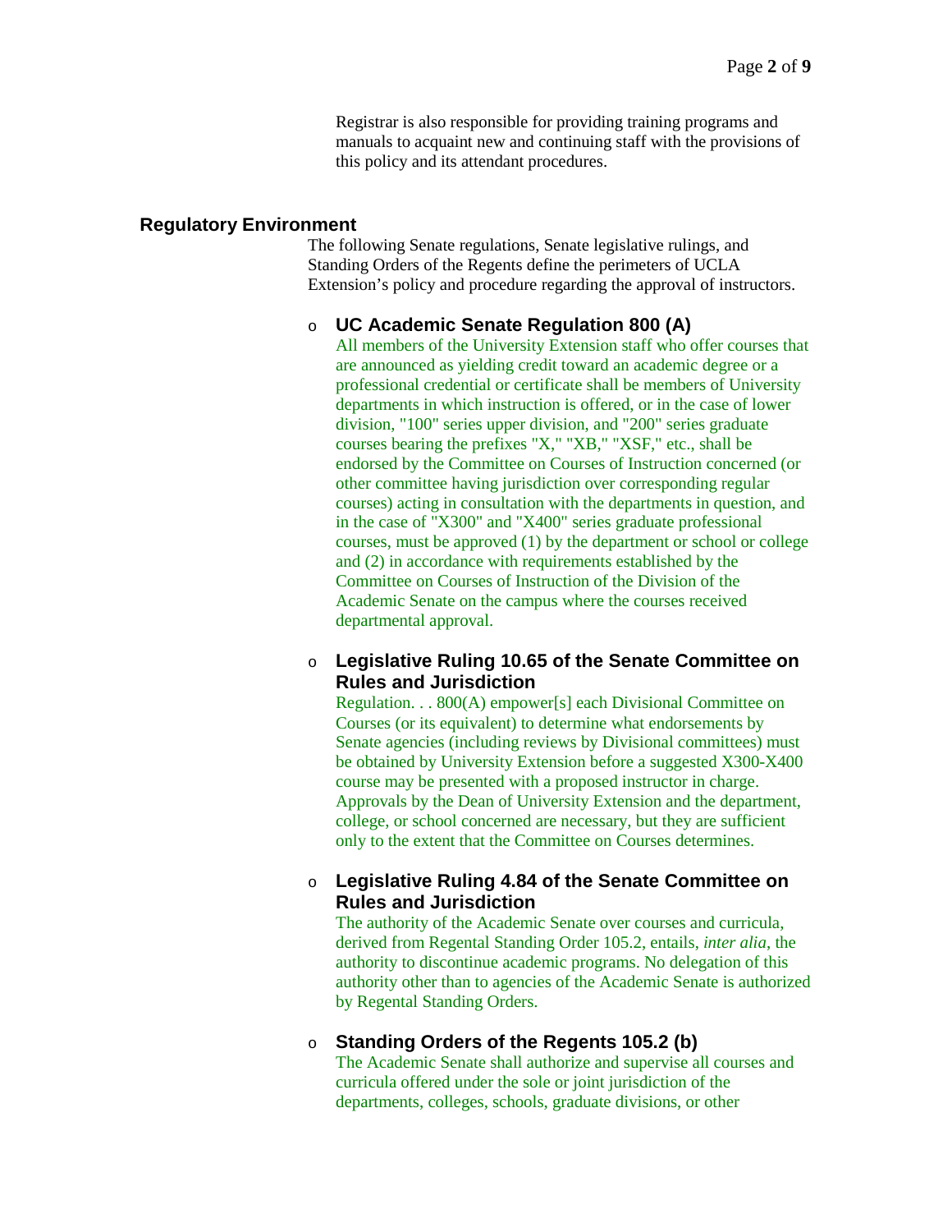Registrar is also responsible for providing training programs and manuals to acquaint new and continuing staff with the provisions of this policy and its attendant procedures.

## Regulatory Environment

The following Senate regulations, Senate legislative rulings, and Standing Orders of the Regents define the perimeters of UCLA Extension's policy and procedure regarding the approval of instructors.

- ### UC Academic Senate Regulation 800 (A)

  All members of the University Extension staff who offer courses that are announced as yielding credit toward an academic degree or a professional credential or certificate shall be members of University departments in which instruction is offered, or in the case of lower division, "100" series upper division, and "200" series graduate courses bearing the prefixes "X," "XB," "XSF," etc., shall be endorsed by the Committee on Courses of Instruction concerned (or other committee having jurisdiction over corresponding regular courses) acting in consultation with the departments in question, and in the case of "X300" and "X400" series graduate professional courses, must be approved (1) by the department or school or college and (2) in accordance with requirements established by the Committee on Courses of Instruction of the Division of the Academic Senate on the campus where the courses received departmental approval.

- ### Legislative Ruling 10.65 of the Senate Committee on Rules and Jurisdiction

  Regulation. . . 800(A) empower[s] each Divisional Committee on Courses (or its equivalent) to determine what endorsements by Senate agencies (including reviews by Divisional committees) must be obtained by University Extension before a suggested X300-X400 course may be presented with a proposed instructor in charge. Approvals by the Dean of University Extension and the department, college, or school concerned are necessary, but they are sufficient only to the extent that the Committee on Courses determines.

- ### Legislative Ruling 4.84 of the Senate Committee on Rules and Jurisdiction

  The authority of the Academic Senate over courses and curricula, derived from Regental Standing Order 105.2, entails, *inter alia*, the authority to discontinue academic programs. No delegation of this authority other than to agencies of the Academic Senate is authorized by Regental Standing Orders.

- ### Standing Orders of the Regents 105.2 (b)

  The Academic Senate shall authorize and supervise all courses and curricula offered under the sole or joint jurisdiction of the departments, colleges, schools, graduate divisions, or other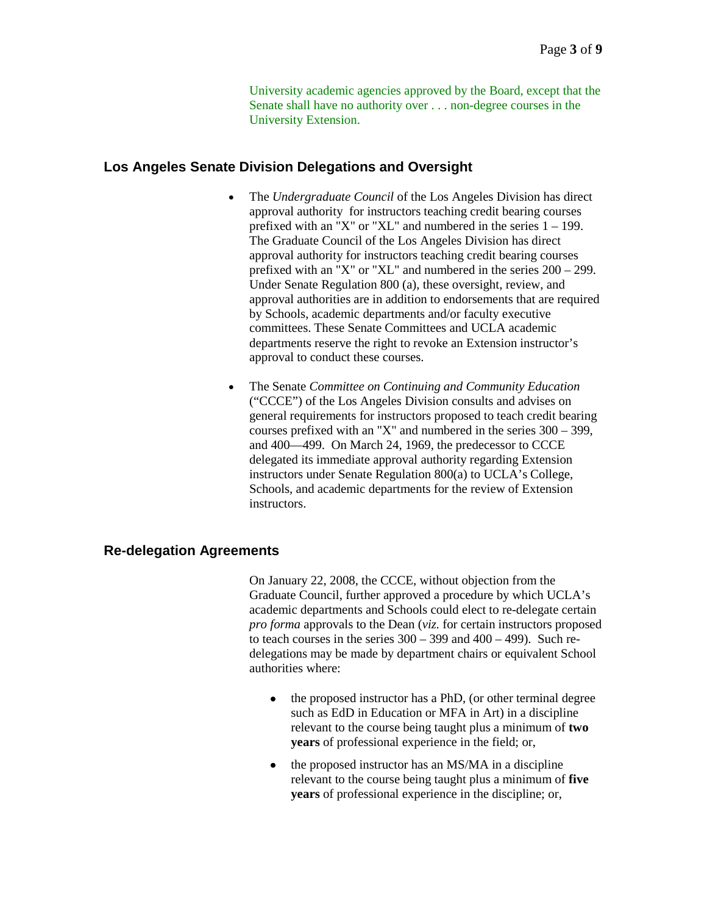University academic agencies approved by the Board, except that the Senate shall have no authority over . . . non-degree courses in the University Extension.

## Los Angeles Senate Division Delegations and Oversight

- The *Undergraduate Council* of the Los Angeles Division has direct approval authority for instructors teaching credit bearing courses prefixed with an "X" or "XL" and numbered in the series 1 – 199. The Graduate Council of the Los Angeles Division has direct approval authority for instructors teaching credit bearing courses prefixed with an "X" or "XL" and numbered in the series 200 – 299. Under Senate Regulation 800 (a), these oversight, review, and approval authorities are in addition to endorsements that are required by Schools, academic departments and/or faculty executive committees. These Senate Committees and UCLA academic departments reserve the right to revoke an Extension instructor's approval to conduct these courses.

- The Senate *Committee on Continuing and Community Education* ("CCCE") of the Los Angeles Division consults and advises on general requirements for instructors proposed to teach credit bearing courses prefixed with an "X" and numbered in the series 300 – 399, and 400—499. On March 24, 1969, the predecessor to CCCE delegated its immediate approval authority regarding Extension instructors under Senate Regulation 800(a) to UCLA's College, Schools, and academic departments for the review of Extension instructors.

## Re-delegation Agreements

On January 22, 2008, the CCCE, without objection from the Graduate Council, further approved a procedure by which UCLA's academic departments and Schools could elect to re-delegate certain *pro forma* approvals to the Dean (*viz.* for certain instructors proposed to teach courses in the series 300 – 399 and 400 – 499). Such re-delegations may be made by department chairs or equivalent School authorities where:

- the proposed instructor has a PhD, (or other terminal degree such as EdD in Education or MFA in Art) in a discipline relevant to the course being taught plus a minimum of **two years** of professional experience in the field; or,

- the proposed instructor has an MS/MA in a discipline relevant to the course being taught plus a minimum of **five years** of professional experience in the discipline; or,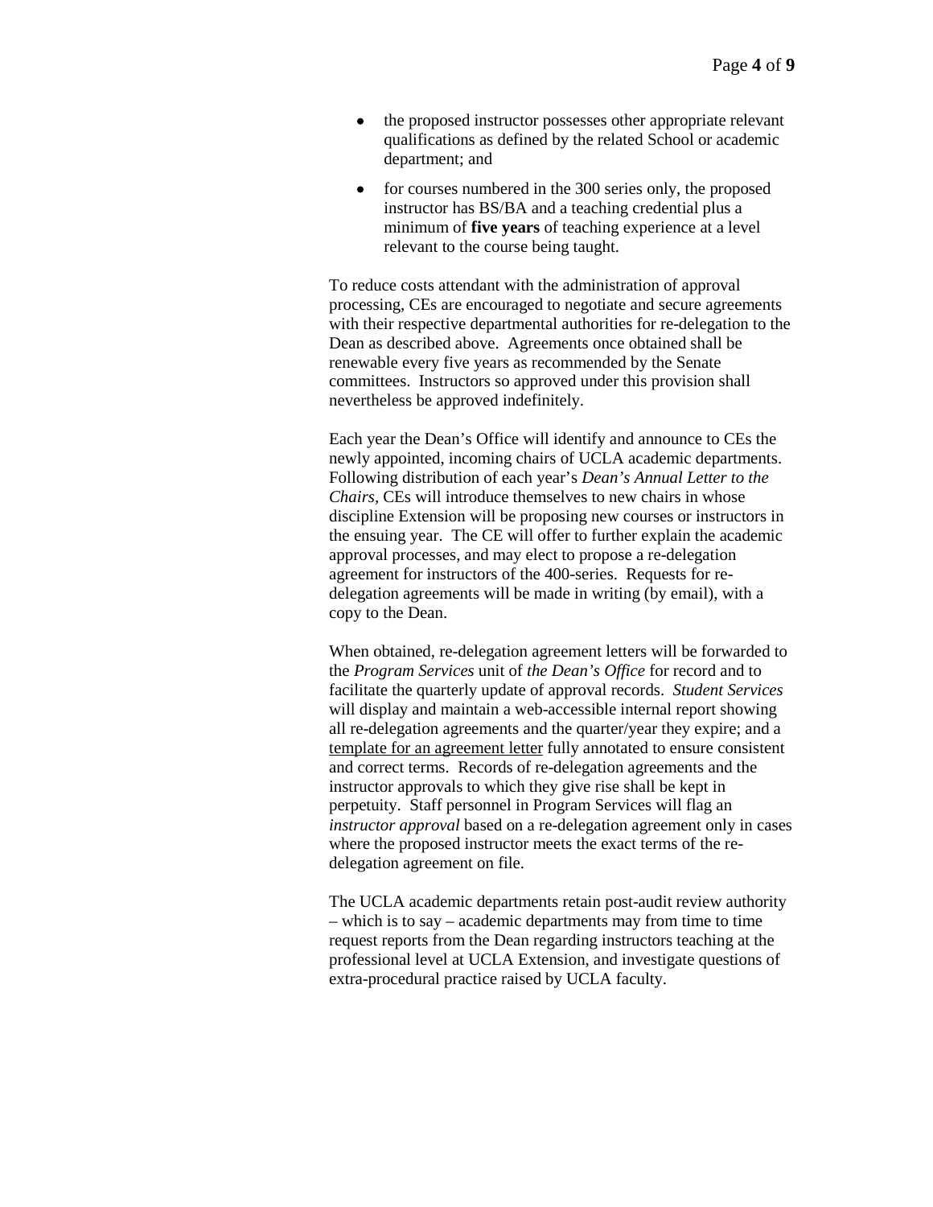- the proposed instructor possesses other appropriate relevant qualifications as defined by the related School or academic department; and

- for courses numbered in the 300 series only, the proposed instructor has BS/BA and a teaching credential plus a minimum of **five years** of teaching experience at a level relevant to the course being taught.

To reduce costs attendant with the administration of approval processing, CEs are encouraged to negotiate and secure agreements with their respective departmental authorities for re-delegation to the Dean as described above. Agreements once obtained shall be renewable every five years as recommended by the Senate committees. Instructors so approved under this provision shall nevertheless be approved indefinitely.

Each year the Dean's Office will identify and announce to CEs the newly appointed, incoming chairs of UCLA academic departments. Following distribution of each year's *Dean's Annual Letter to the Chairs,* CEs will introduce themselves to new chairs in whose discipline Extension will be proposing new courses or instructors in the ensuing year. The CE will offer to further explain the academic approval processes, and may elect to propose a re-delegation agreement for instructors of the 400-series. Requests for re-delegation agreements will be made in writing (by email), with a copy to the Dean.

When obtained, re-delegation agreement letters will be forwarded to the *Program Services* unit of *the Dean's Office* for record and to facilitate the quarterly update of approval records. *Student Services* will display and maintain a web-accessible internal report showing all re-delegation agreements and the quarter/year they expire; and a template for an agreement letter fully annotated to ensure consistent and correct terms. Records of re-delegation agreements and the instructor approvals to which they give rise shall be kept in perpetuity. Staff personnel in Program Services will flag an *instructor approval* based on a re-delegation agreement only in cases where the proposed instructor meets the exact terms of the re-delegation agreement on file.

The UCLA academic departments retain post-audit review authority – which is to say – academic departments may from time to time request reports from the Dean regarding instructors teaching at the professional level at UCLA Extension, and investigate questions of extra-procedural practice raised by UCLA faculty.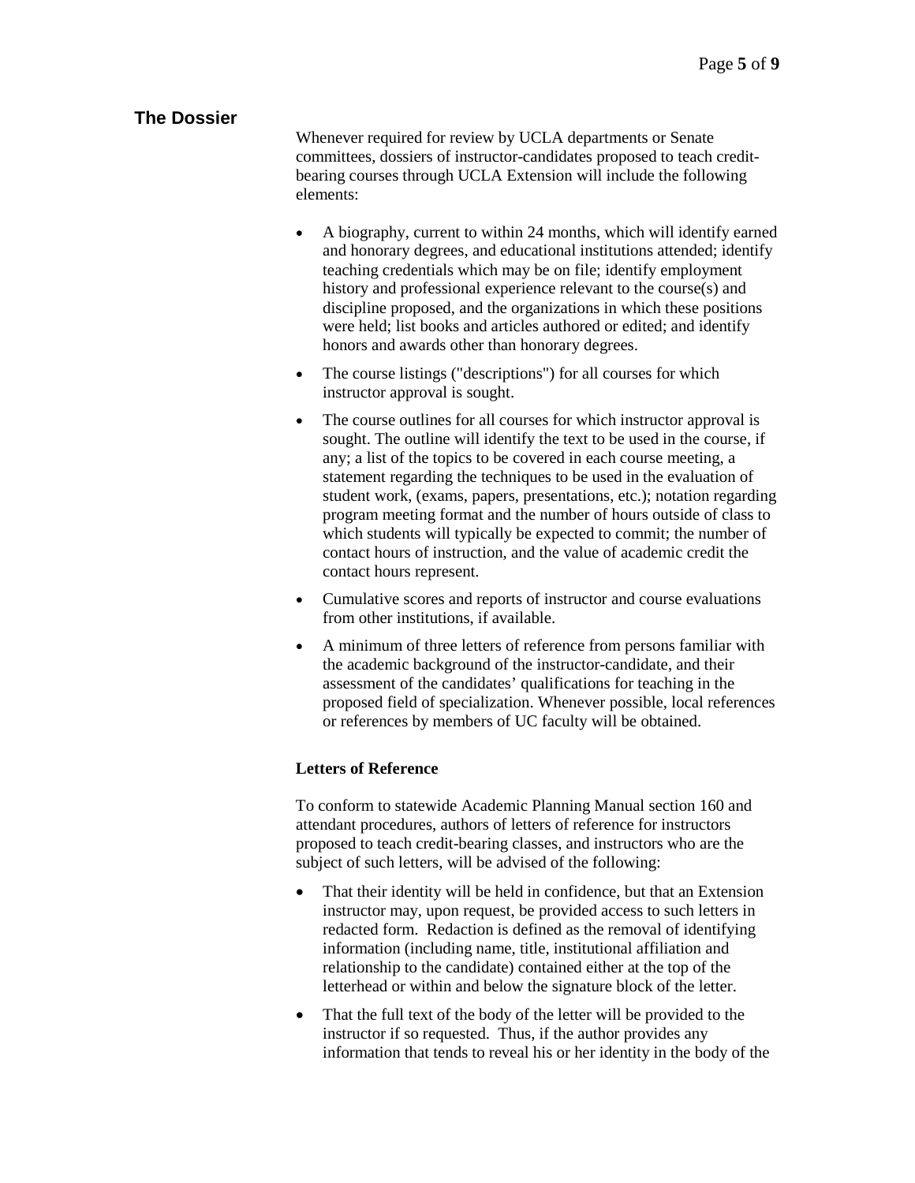## The Dossier

Whenever required for review by UCLA departments or Senate committees, dossiers of instructor-candidates proposed to teach credit-bearing courses through UCLA Extension will include the following elements:

- A biography, current to within 24 months, which will identify earned and honorary degrees, and educational institutions attended; identify teaching credentials which may be on file; identify employment history and professional experience relevant to the course(s) and discipline proposed, and the organizations in which these positions were held; list books and articles authored or edited; and identify honors and awards other than honorary degrees.
- The course listings ("descriptions") for all courses for which instructor approval is sought.
- The course outlines for all courses for which instructor approval is sought. The outline will identify the text to be used in the course, if any; a list of the topics to be covered in each course meeting, a statement regarding the techniques to be used in the evaluation of student work, (exams, papers, presentations, etc.); notation regarding program meeting format and the number of hours outside of class to which students will typically be expected to commit; the number of contact hours of instruction, and the value of academic credit the contact hours represent.
- Cumulative scores and reports of instructor and course evaluations from other institutions, if available.
- A minimum of three letters of reference from persons familiar with the academic background of the instructor-candidate, and their assessment of the candidates' qualifications for teaching in the proposed field of specialization. Whenever possible, local references or references by members of UC faculty will be obtained.

**Letters of Reference**

To conform to statewide Academic Planning Manual section 160 and attendant procedures, authors of letters of reference for instructors proposed to teach credit-bearing classes, and instructors who are the subject of such letters, will be advised of the following:

- That their identity will be held in confidence, but that an Extension instructor may, upon request, be provided access to such letters in redacted form. Redaction is defined as the removal of identifying information (including name, title, institutional affiliation and relationship to the candidate) contained either at the top of the letterhead or within and below the signature block of the letter.
- That the full text of the body of the letter will be provided to the instructor if so requested. Thus, if the author provides any information that tends to reveal his or her identity in the body of the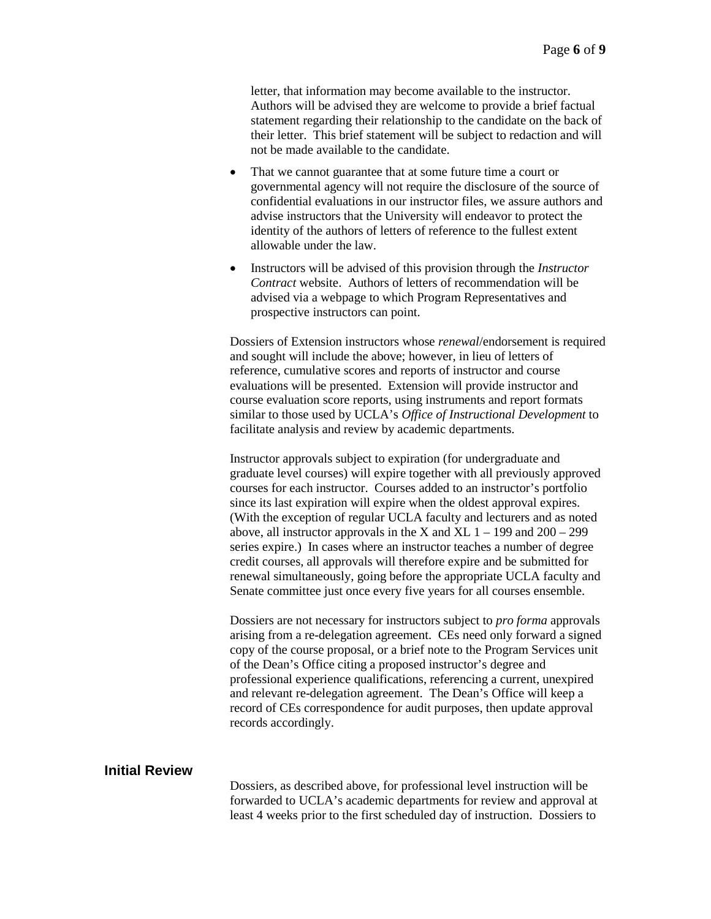letter, that information may become available to the instructor. Authors will be advised they are welcome to provide a brief factual statement regarding their relationship to the candidate on the back of their letter. This brief statement will be subject to redaction and will not be made available to the candidate.

- That we cannot guarantee that at some future time a court or governmental agency will not require the disclosure of the source of confidential evaluations in our instructor files, we assure authors and advise instructors that the University will endeavor to protect the identity of the authors of letters of reference to the fullest extent allowable under the law.
- Instructors will be advised of this provision through the *Instructor Contract* website. Authors of letters of recommendation will be advised via a webpage to which Program Representatives and prospective instructors can point.

Dossiers of Extension instructors whose *renewal*/endorsement is required and sought will include the above; however, in lieu of letters of reference, cumulative scores and reports of instructor and course evaluations will be presented. Extension will provide instructor and course evaluation score reports, using instruments and report formats similar to those used by UCLA's *Office of Instructional Development* to facilitate analysis and review by academic departments.

Instructor approvals subject to expiration (for undergraduate and graduate level courses) will expire together with all previously approved courses for each instructor. Courses added to an instructor's portfolio since its last expiration will expire when the oldest approval expires. (With the exception of regular UCLA faculty and lecturers and as noted above, all instructor approvals in the X and XL 1 – 199 and 200 – 299 series expire.) In cases where an instructor teaches a number of degree credit courses, all approvals will therefore expire and be submitted for renewal simultaneously, going before the appropriate UCLA faculty and Senate committee just once every five years for all courses ensemble.

Dossiers are not necessary for instructors subject to *pro forma* approvals arising from a re-delegation agreement. CEs need only forward a signed copy of the course proposal, or a brief note to the Program Services unit of the Dean's Office citing a proposed instructor's degree and professional experience qualifications, referencing a current, unexpired and relevant re-delegation agreement. The Dean's Office will keep a record of CEs correspondence for audit purposes, then update approval records accordingly.

## Initial Review

Dossiers, as described above, for professional level instruction will be forwarded to UCLA's academic departments for review and approval at least 4 weeks prior to the first scheduled day of instruction. Dossiers to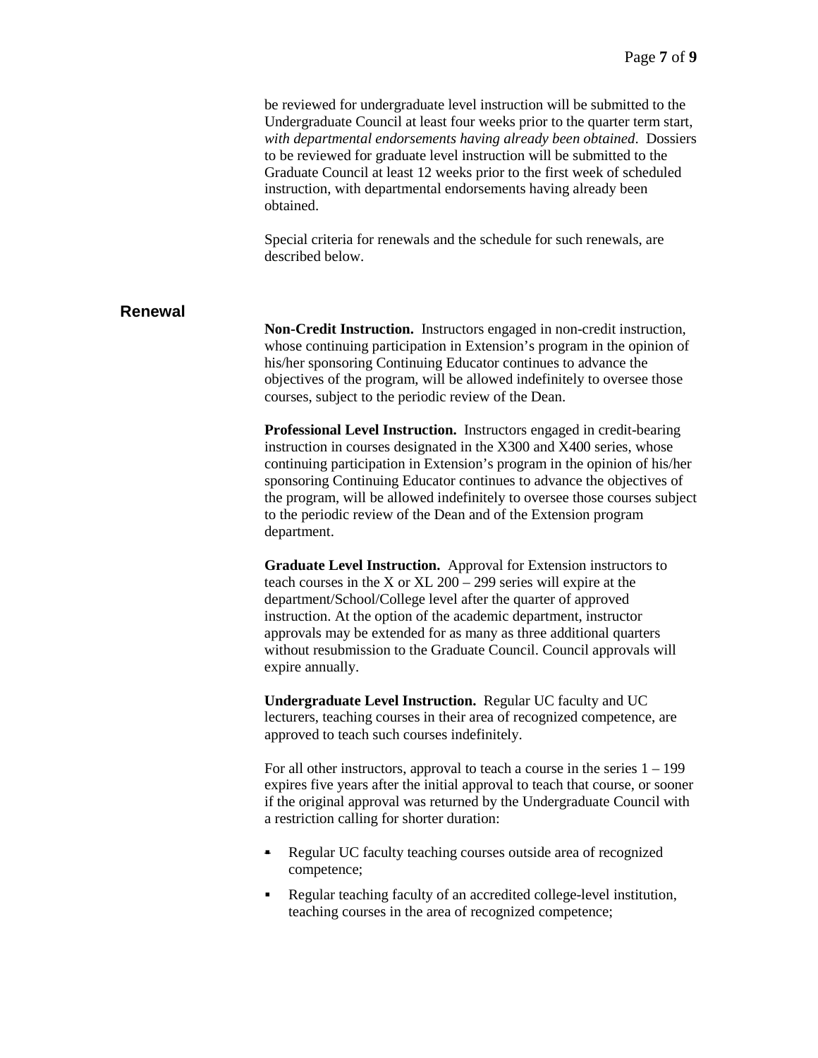be reviewed for undergraduate level instruction will be submitted to the Undergraduate Council at least four weeks prior to the quarter term start, *with departmental endorsements having already been obtained*. Dossiers to be reviewed for graduate level instruction will be submitted to the Graduate Council at least 12 weeks prior to the first week of scheduled instruction, with departmental endorsements having already been obtained.

Special criteria for renewals and the schedule for such renewals, are described below.

## Renewal

**Non-Credit Instruction.** Instructors engaged in non-credit instruction, whose continuing participation in Extension's program in the opinion of his/her sponsoring Continuing Educator continues to advance the objectives of the program, will be allowed indefinitely to oversee those courses, subject to the periodic review of the Dean.

**Professional Level Instruction.** Instructors engaged in credit-bearing instruction in courses designated in the X300 and X400 series, whose continuing participation in Extension's program in the opinion of his/her sponsoring Continuing Educator continues to advance the objectives of the program, will be allowed indefinitely to oversee those courses subject to the periodic review of the Dean and of the Extension program department.

**Graduate Level Instruction.** Approval for Extension instructors to teach courses in the X or XL 200 – 299 series will expire at the department/School/College level after the quarter of approved instruction. At the option of the academic department, instructor approvals may be extended for as many as three additional quarters without resubmission to the Graduate Council. Council approvals will expire annually.

**Undergraduate Level Instruction.** Regular UC faculty and UC lecturers, teaching courses in their area of recognized competence, are approved to teach such courses indefinitely.

For all other instructors, approval to teach a course in the series 1 – 199 expires five years after the initial approval to teach that course, or sooner if the original approval was returned by the Undergraduate Council with a restriction calling for shorter duration:

- Regular UC faculty teaching courses outside area of recognized competence;
- Regular teaching faculty of an accredited college-level institution, teaching courses in the area of recognized competence;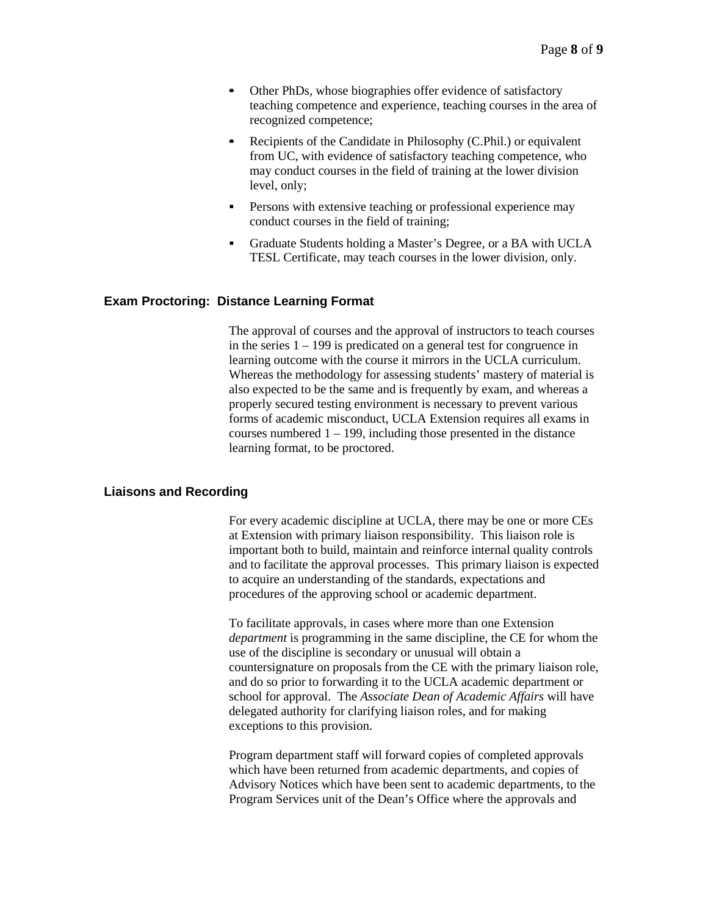- Other PhDs, whose biographies offer evidence of satisfactory teaching competence and experience, teaching courses in the area of recognized competence;
- Recipients of the Candidate in Philosophy (C.Phil.) or equivalent from UC, with evidence of satisfactory teaching competence, who may conduct courses in the field of training at the lower division level, only;
- Persons with extensive teaching or professional experience may conduct courses in the field of training;
- Graduate Students holding a Master's Degree, or a BA with UCLA TESL Certificate, may teach courses in the lower division, only.

### Exam Proctoring: Distance Learning Format

The approval of courses and the approval of instructors to teach courses in the series 1 – 199 is predicated on a general test for congruence in learning outcome with the course it mirrors in the UCLA curriculum. Whereas the methodology for assessing students' mastery of material is also expected to be the same and is frequently by exam, and whereas a properly secured testing environment is necessary to prevent various forms of academic misconduct, UCLA Extension requires all exams in courses numbered 1 – 199, including those presented in the distance learning format, to be proctored.

### Liaisons and Recording

For every academic discipline at UCLA, there may be one or more CEs at Extension with primary liaison responsibility. This liaison role is important both to build, maintain and reinforce internal quality controls and to facilitate the approval processes. This primary liaison is expected to acquire an understanding of the standards, expectations and procedures of the approving school or academic department.

To facilitate approvals, in cases where more than one Extension *department* is programming in the same discipline, the CE for whom the use of the discipline is secondary or unusual will obtain a countersignature on proposals from the CE with the primary liaison role, and do so prior to forwarding it to the UCLA academic department or school for approval. The *Associate Dean of Academic Affairs* will have delegated authority for clarifying liaison roles, and for making exceptions to this provision.

Program department staff will forward copies of completed approvals which have been returned from academic departments, and copies of Advisory Notices which have been sent to academic departments, to the Program Services unit of the Dean's Office where the approvals and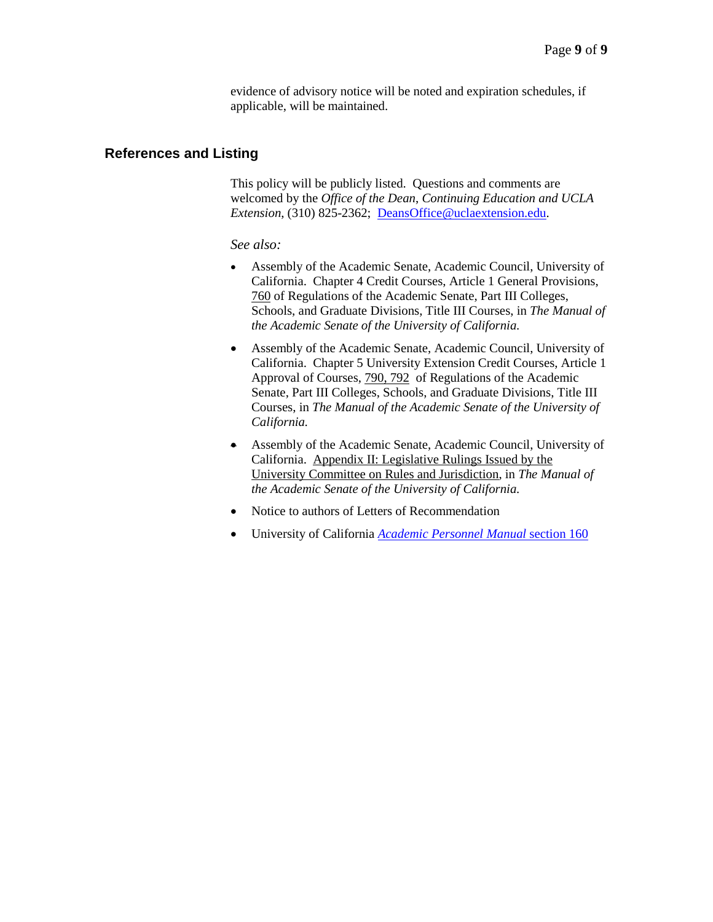evidence of advisory notice will be noted and expiration schedules, if applicable, will be maintained.

## References and Listing

This policy will be publicly listed. Questions and comments are welcomed by the *Office of the Dean, Continuing Education and UCLA Extension*, (310) 825-2362; DeansOffice@uclaextension.edu.

*See also:*

- Assembly of the Academic Senate, Academic Council, University of California. Chapter 4 Credit Courses, Article 1 General Provisions, 760 of Regulations of the Academic Senate, Part III Colleges, Schools, and Graduate Divisions, Title III Courses, in *The Manual of the Academic Senate of the University of California.*
- Assembly of the Academic Senate, Academic Council, University of California. Chapter 5 University Extension Credit Courses, Article 1 Approval of Courses, 790, 792 of Regulations of the Academic Senate, Part III Colleges, Schools, and Graduate Divisions, Title III Courses, in *The Manual of the Academic Senate of the University of California.*
- Assembly of the Academic Senate, Academic Council, University of California. Appendix II: Legislative Rulings Issued by the University Committee on Rules and Jurisdiction, in *The Manual of the Academic Senate of the University of California.*
- Notice to authors of Letters of Recommendation
- University of California *Academic Personnel Manual* section 160